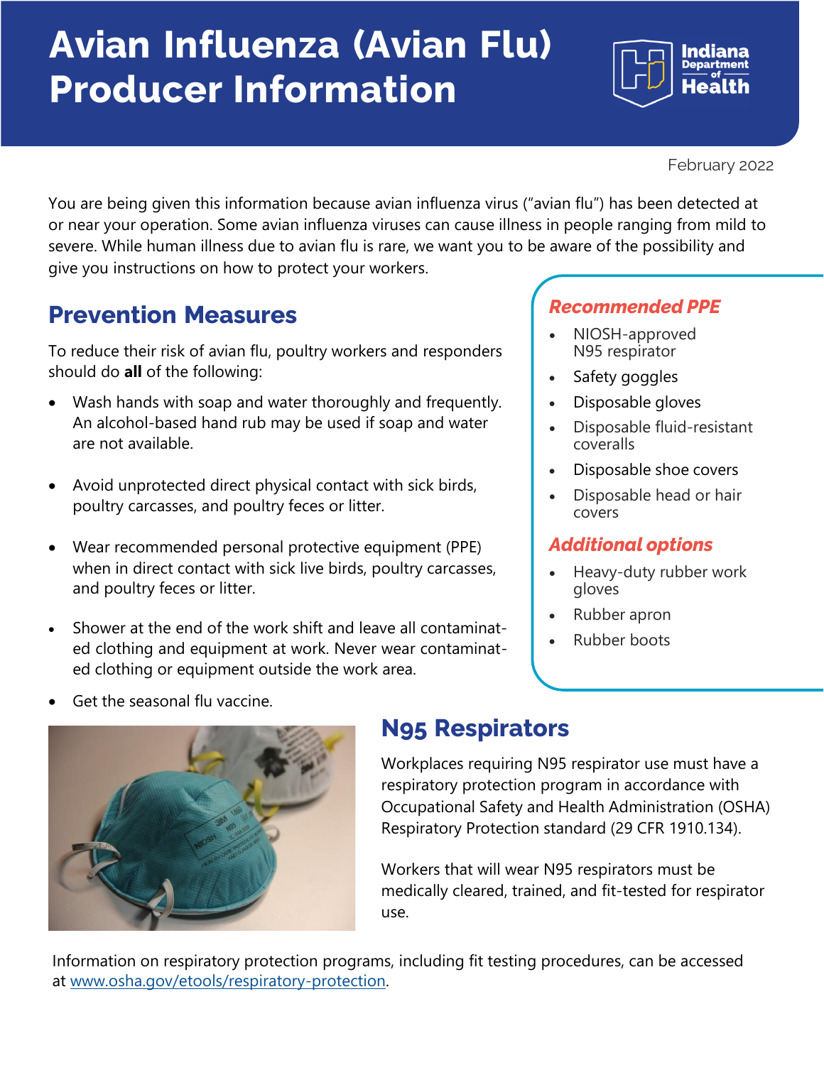# Avian Influenza (Avian Flu) Producer Information

Indiana Department of Health

February 2022

You are being given this information because avian influenza virus ("avian flu") has been detected at or near your operation. Some avian influenza viruses can cause illness in people ranging from mild to severe. While human illness due to avian flu is rare, we want you to be aware of the possibility and give you instructions on how to protect your workers.

## Prevention Measures

To reduce their risk of avian flu, poultry workers and responders should do **all** of the following:

- Wash hands with soap and water thoroughly and frequently. An alcohol-based hand rub may be used if soap and water are not available.
- Avoid unprotected direct physical contact with sick birds, poultry carcasses, and poultry feces or litter.
- Wear recommended personal protective equipment (PPE) when in direct contact with sick live birds, poultry carcasses, and poultry feces or litter.
- Shower at the end of the work shift and leave all contaminated clothing and equipment at work. Never wear contaminated clothing or equipment outside the work area.
- Get the seasonal flu vaccine.

### *Recommended PPE*

- NIOSH-approved N95 respirator
- Safety goggles
- Disposable gloves
- Disposable fluid-resistant coveralls
- Disposable shoe covers
- Disposable head or hair covers

### *Additional options*

- Heavy-duty rubber work gloves
- Rubber apron
- Rubber boots

## N95 Respirators

Workplaces requiring N95 respirator use must have a respiratory protection program in accordance with Occupational Safety and Health Administration (OSHA) Respiratory Protection standard (29 CFR 1910.134).

Workers that will wear N95 respirators must be medically cleared, trained, and fit-tested for respirator use.

Information on respiratory protection programs, including fit testing procedures, can be accessed at [www.osha.gov/etools/respiratory-protection](www.osha.gov/etools/respiratory-protection).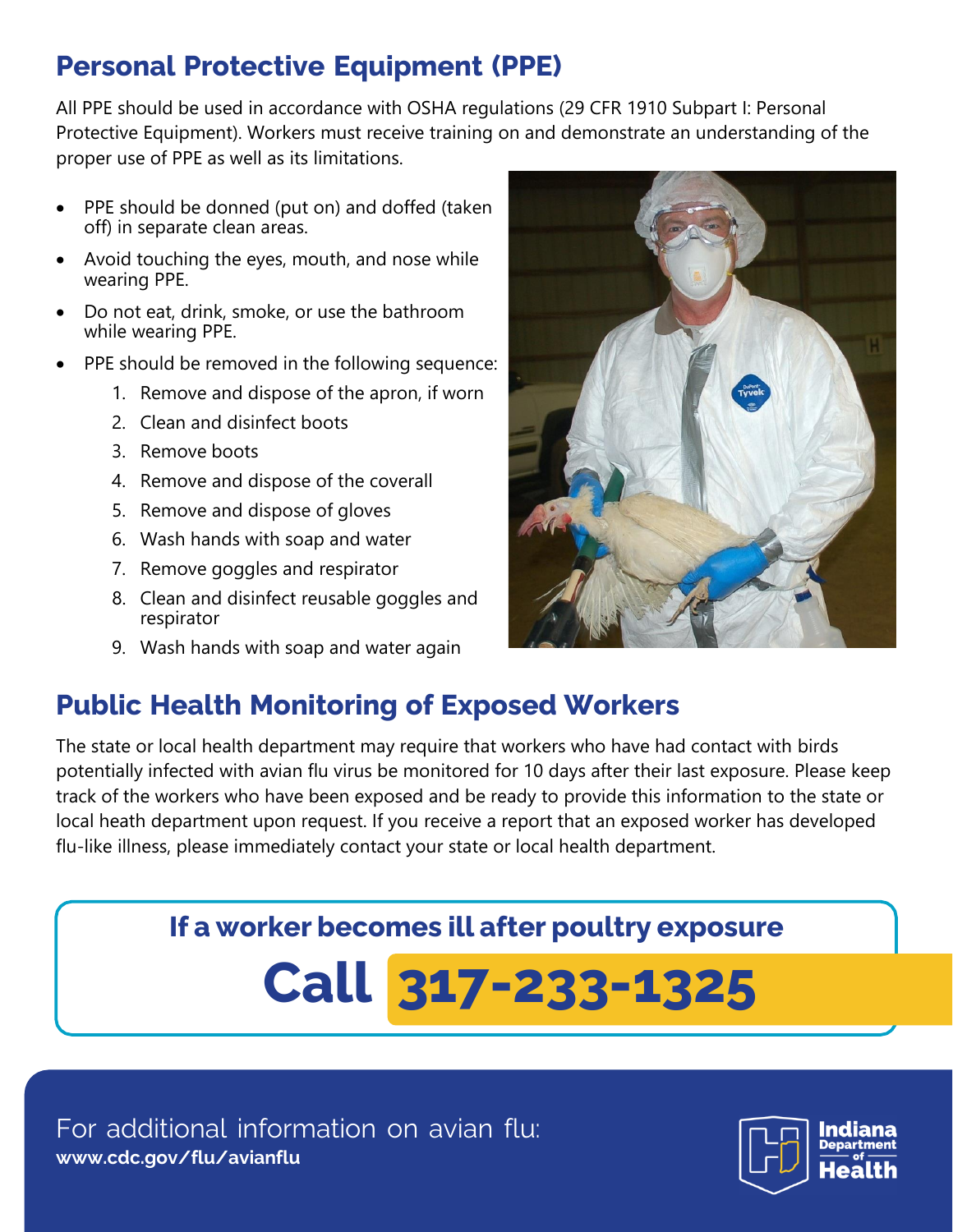## Personal Protective Equipment (PPE)

All PPE should be used in accordance with OSHA regulations (29 CFR 1910 Subpart I: Personal Protective Equipment). Workers must receive training on and demonstrate an understanding of the proper use of PPE as well as its limitations.

- PPE should be donned (put on) and doffed (taken off) in separate clean areas.
- Avoid touching the eyes, mouth, and nose while wearing PPE.
- Do not eat, drink, smoke, or use the bathroom while wearing PPE.
- PPE should be removed in the following sequence:
  1. Remove and dispose of the apron, if worn
  2. Clean and disinfect boots
  3. Remove boots
  4. Remove and dispose of the coverall
  5. Remove and dispose of gloves
  6. Wash hands with soap and water
  7. Remove goggles and respirator
  8. Clean and disinfect reusable goggles and respirator
  9. Wash hands with soap and water again

## Public Health Monitoring of Exposed Workers

The state or local health department may require that workers who have had contact with birds potentially infected with avian flu virus be monitored for 10 days after their last exposure. Please keep track of the workers who have been exposed and be ready to provide this information to the state or local heath department upon request. If you receive a report that an exposed worker has developed flu-like illness, please immediately contact your state or local health department.

**If a worker becomes ill after poultry exposure**

**Call 317-233-1325**

For additional information on avian flu:
**www.cdc.gov/flu/avianflu**

Indiana Department of Health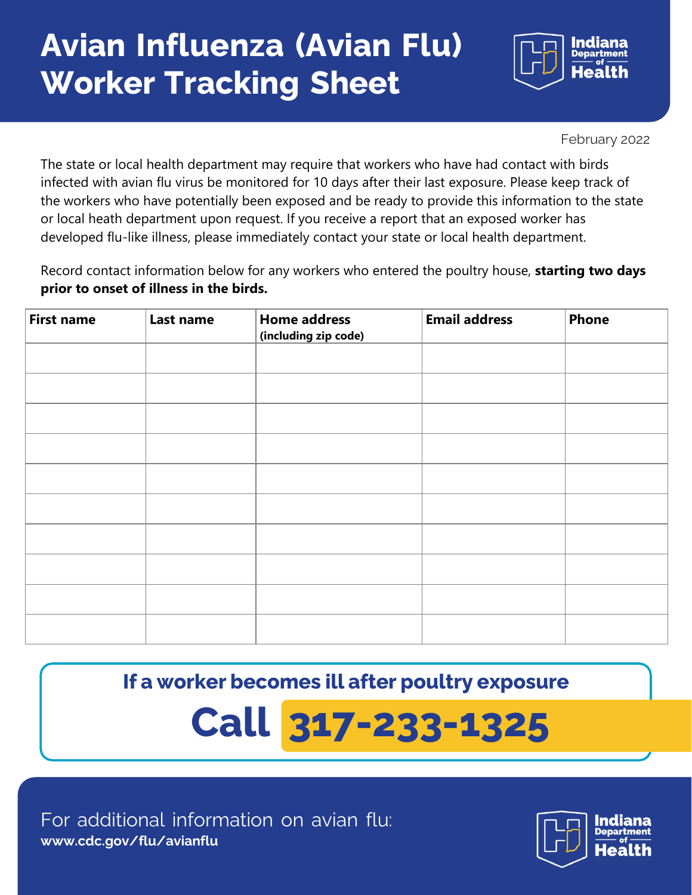# Avian Influenza (Avian Flu) Worker Tracking Sheet

Indiana Department of Health

February 2022

The state or local health department may require that workers who have had contact with birds infected with avian flu virus be monitored for 10 days after their last exposure. Please keep track of the workers who have potentially been exposed and be ready to provide this information to the state or local heath department upon request. If you receive a report that an exposed worker has developed flu-like illness, please immediately contact your state or local health department.

Record contact information below for any workers who entered the poultry house, **starting two days prior to onset of illness in the birds.**

| First name | Last name | Home address (including zip code) | Email address | Phone |
|---|---|---|---|---|
| | | | | |
| | | | | |
| | | | | |
| | | | | |
| | | | | |
| | | | | |
| | | | | |
| | | | | |
| | | | | |
| | | | | |

## If a worker becomes ill after poultry exposure

## Call 317-233-1325

For additional information on avian flu:
**www.cdc.gov/flu/avianflu**

Indiana Department of Health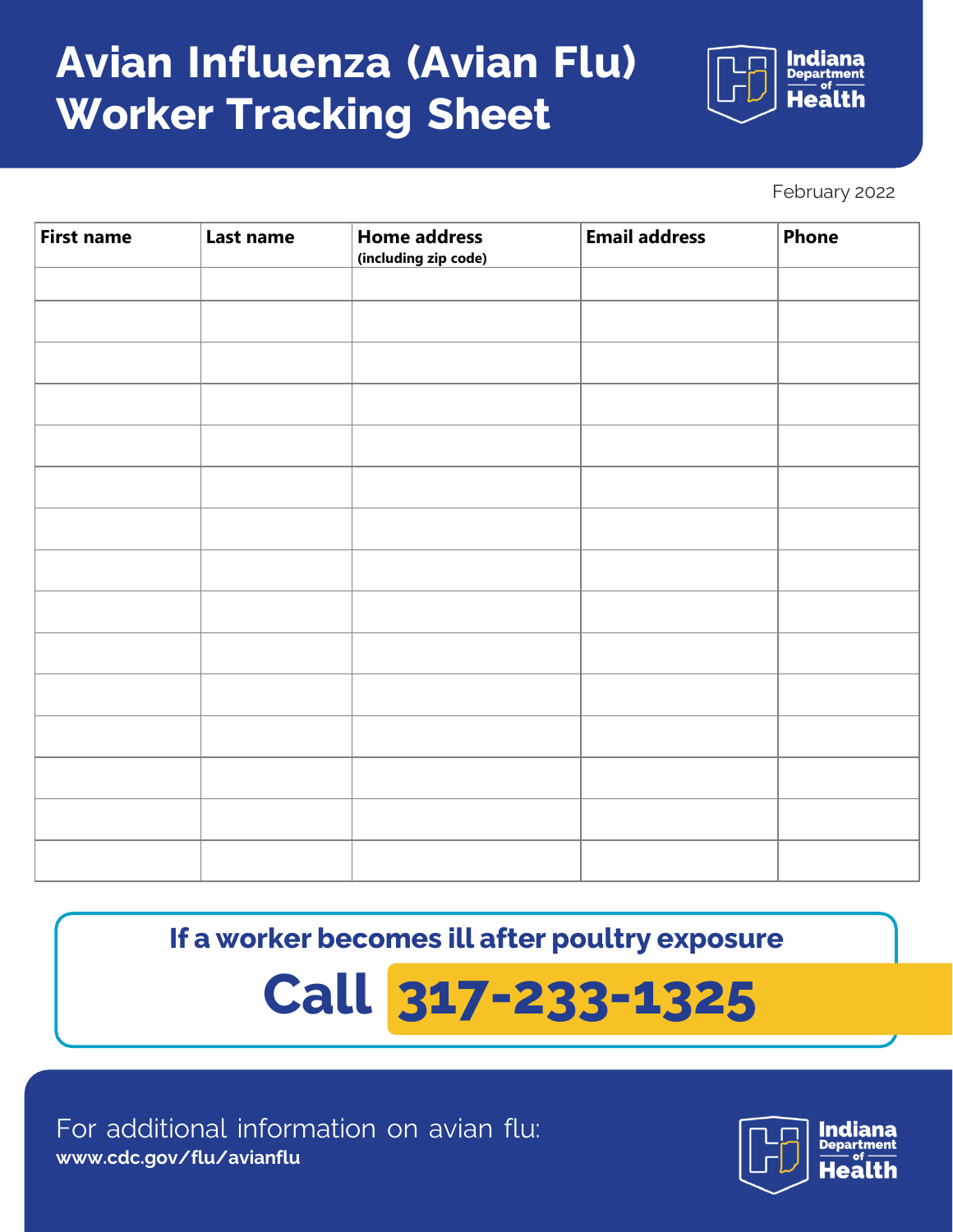# Avian Influenza (Avian Flu) Worker Tracking Sheet

Indiana Department of Health

February 2022

| First name | Last name | Home address (including zip code) | Email address | Phone |
|---|---|---|---|---|
| | | | | |
| | | | | |
| | | | | |
| | | | | |
| | | | | |
| | | | | |
| | | | | |
| | | | | |
| | | | | |
| | | | | |
| | | | | |
| | | | | |
| | | | | |
| | | | | |
| | | | | |

**If a worker becomes ill after poultry exposure**

**Call 317-233-1325**

For additional information on avian flu:
**www.cdc.gov/flu/avianflu**

Indiana Department of Health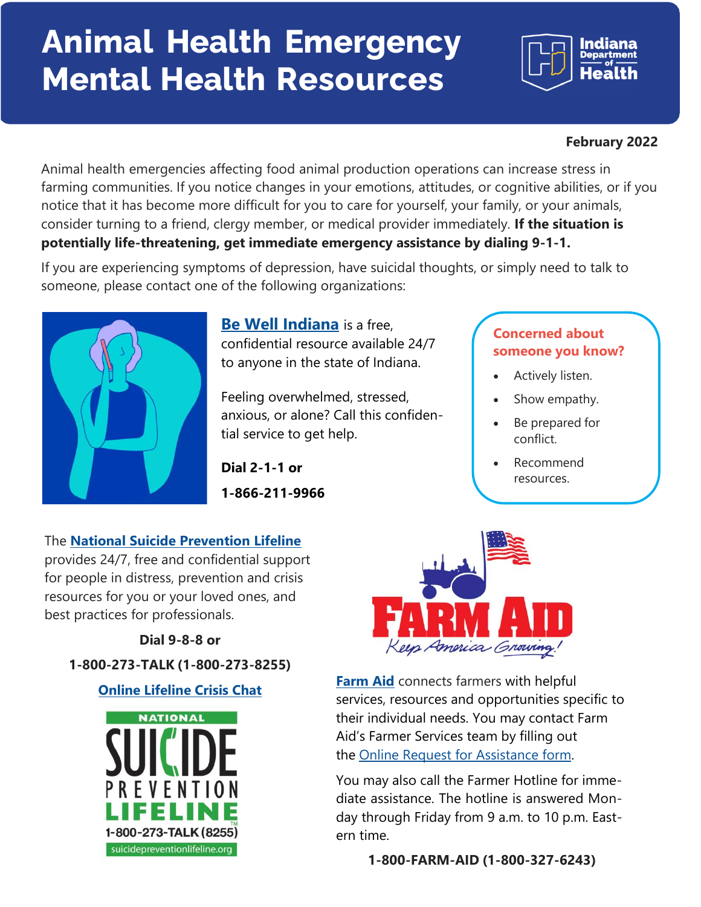# Animal Health Emergency Mental Health Resources

**February 2022**

Animal health emergencies affecting food animal production operations can increase stress in farming communities. If you notice changes in your emotions, attitudes, or cognitive abilities, or if you notice that it has become more difficult for you to care for yourself, your family, or your animals, consider turning to a friend, clergy member, or medical provider immediately. **If the situation is potentially life-threatening, get immediate emergency assistance by dialing 9-1-1.**

If you are experiencing symptoms of depression, have suicidal thoughts, or simply need to talk to someone, please contact one of the following organizations:

**Be Well Indiana** is a free, confidential resource available 24/7 to anyone in the state of Indiana.

Feeling overwhelmed, stressed, anxious, or alone? Call this confidential service to get help.

**Dial 2-1-1 or**

**1-866-211-9966**

**Concerned about someone you know?**

- Actively listen.
- Show empathy.
- Be prepared for conflict.
- Recommend resources.

The **National Suicide Prevention Lifeline** provides 24/7, free and confidential support for people in distress, prevention and crisis resources for you or your loved ones, and best practices for professionals.

**Dial 9-8-8 or**

**1-800-273-TALK (1-800-273-8255)**

**Online Lifeline Crisis Chat**

NATIONAL SUICIDE PREVENTION LIFELINE
1-800-273-TALK (8255)
suicidepreventionlifeline.org

FARM AID
Keep America Growing!

**Farm Aid** connects farmers with helpful services, resources and opportunities specific to their individual needs. You may contact Farm Aid's Farmer Services team by filling out the Online Request for Assistance form.

You may also call the Farmer Hotline for immediate assistance. The hotline is answered Monday through Friday from 9 a.m. to 10 p.m. Eastern time.

**1-800-FARM-AID (1-800-327-6243)**